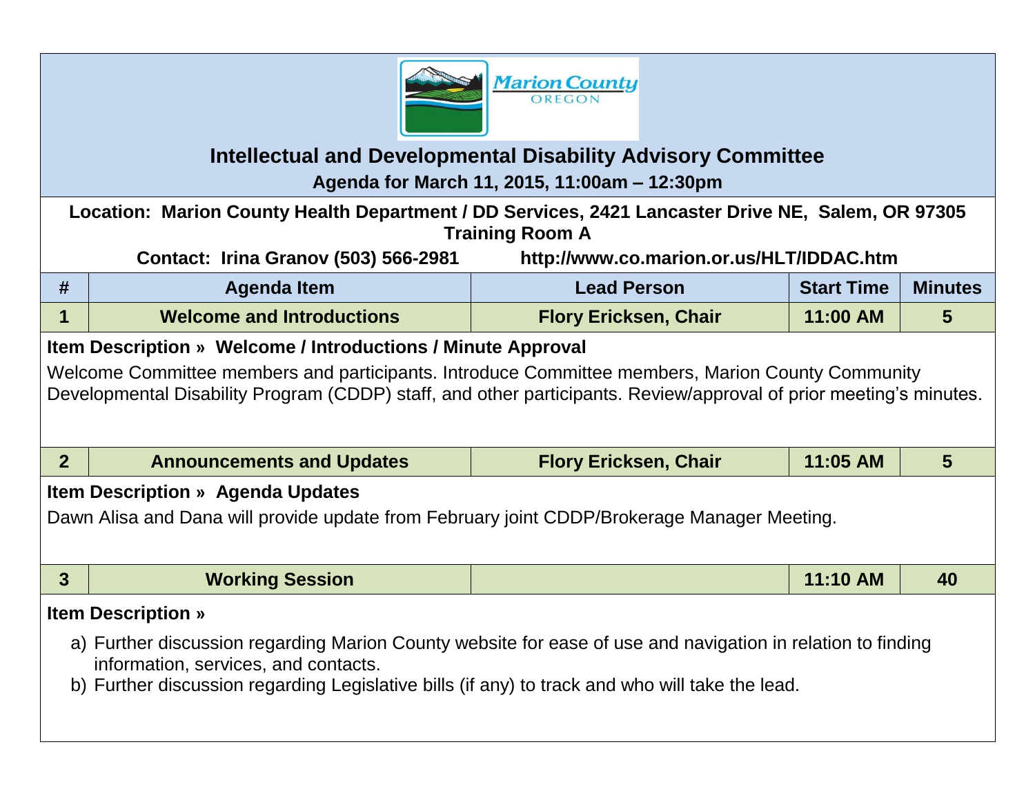# Intellectual and Developmental Disability Advisory Committee

**Agenda for March 11, 2015, 11:00am – 12:30pm**

**Location: Marion County Health Department / DD Services, 2421 Lancaster Drive NE, Salem, OR 97305**
**Training Room A**

**Contact: Irina Granov (503) 566-2981** **http://www.co.marion.or.us/HLT/IDDAC.htm**

| # | Agenda Item | Lead Person | Start Time | Minutes |
|---|---|---|---|---|
| 1 | Welcome and Introductions | Flory Ericksen, Chair | 11:00 AM | 5 |

**Item Description » Welcome / Introductions / Minute Approval**

Welcome Committee members and participants. Introduce Committee members, Marion County Community Developmental Disability Program (CDDP) staff, and other participants. Review/approval of prior meeting's minutes.

| # | Agenda Item | Lead Person | Start Time | Minutes |
|---|---|---|---|---|
| 2 | Announcements and Updates | Flory Ericksen, Chair | 11:05 AM | 5 |

**Item Description » Agenda Updates**

Dawn Alisa and Dana will provide update from February joint CDDP/Brokerage Manager Meeting.

| # | Agenda Item | Lead Person | Start Time | Minutes |
|---|---|---|---|---|
| 3 | Working Session | | 11:10 AM | 40 |

**Item Description »**

a) Further discussion regarding Marion County website for ease of use and navigation in relation to finding information, services, and contacts.
b) Further discussion regarding Legislative bills (if any) to track and who will take the lead.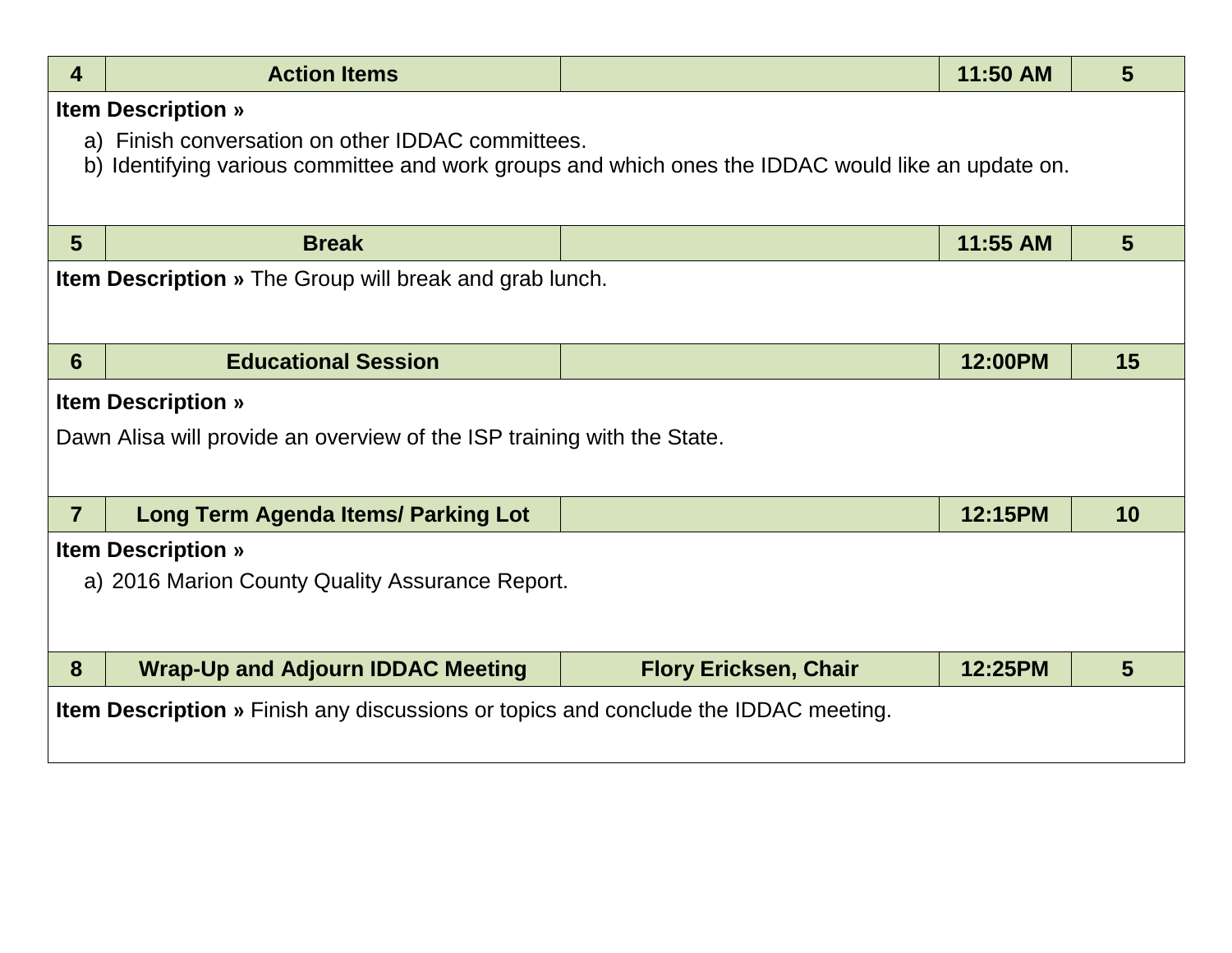| | | | | |
|---|---|---|---|---|
| **4** | **Action Items** | | **11:50 AM** | **5** |

**Item Description »**

a) Finish conversation on other IDDAC committees.
b) Identifying various committee and work groups and which ones the IDDAC would like an update on.

| | | | | |
|---|---|---|---|---|
| **5** | **Break** | | **11:55 AM** | **5** |

**Item Description »** The Group will break and grab lunch.

| | | | | |
|---|---|---|---|---|
| **6** | **Educational Session** | | **12:00PM** | **15** |

**Item Description »**

Dawn Alisa will provide an overview of the ISP training with the State.

| | | | | |
|---|---|---|---|---|
| **7** | **Long Term Agenda Items/ Parking Lot** | | **12:15PM** | **10** |

**Item Description »**

a) 2016 Marion County Quality Assurance Report.

| | | | | |
|---|---|---|---|---|
| **8** | **Wrap-Up and Adjourn IDDAC Meeting** | **Flory Ericksen, Chair** | **12:25PM** | **5** |

**Item Description »** Finish any discussions or topics and conclude the IDDAC meeting.